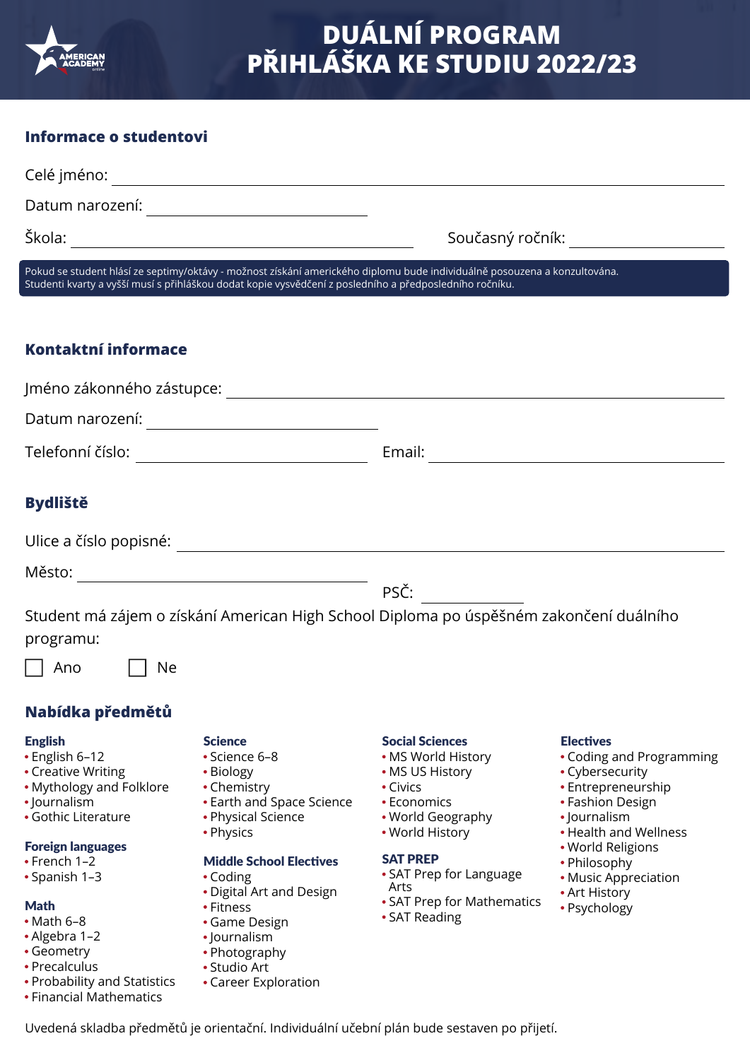# DUÁLNÍ PROGRAM PŘIHLÁŠKA KE STUDIU 2022/23

## Informace o studentovi

Celé jméno: ______________________________

Datum narození: ______________________________

Škola: ______________________________ Současný ročník: ______________

Pokud se student hlásí ze septimy/oktávy - možnost získání amerického diplomu bude individuálně posouzena a konzultována. Studenti kvarty a vyšší musí s přihláškou dodat kopie vysvědčení z posledního a předposledního ročníku.

## Kontaktní informace

Jméno zákonného zástupce: ______________________________

Datum narození: ______________________________

Telefonní číslo: ______________________ Email: ______________________

## Bydliště

Ulice a číslo popisné: ______________________________

Město: ______________________ PSČ: ______________

Student má zájem o získání American High School Diploma po úspěšném zakončení duálního programu:

☐ Ano ☐ Ne

## Nabídka předmětů

**English**
- English 6–12
- Creative Writing
- Mythology and Folklore
- Journalism
- Gothic Literature

**Foreign languages**
- French 1–2
- Spanish 1–3

**Math**
- Math 6–8
- Algebra 1–2
- Geometry
- Precalculus
- Probability and Statistics
- Financial Mathematics

**Science**
- Science 6–8
- Biology
- Chemistry
- Earth and Space Science
- Physical Science
- Physics

**Middle School Electives**
- Coding
- Digital Art and Design
- Fitness
- Game Design
- Journalism
- Photography
- Studio Art
- Career Exploration

**Social Sciences**
- MS World History
- MS US History
- Civics
- Economics
- World Geography
- World History

**SAT PREP**
- SAT Prep for Language Arts
- SAT Prep for Mathematics
- SAT Reading

**Electives**
- Coding and Programming
- Cybersecurity
- Entrepreneurship
- Fashion Design
- Journalism
- Health and Wellness
- World Religions
- Philosophy
- Music Appreciation
- Art History
- Psychology

Uvedená skladba předmětů je orientační. Individuální učební plán bude sestaven po přijetí.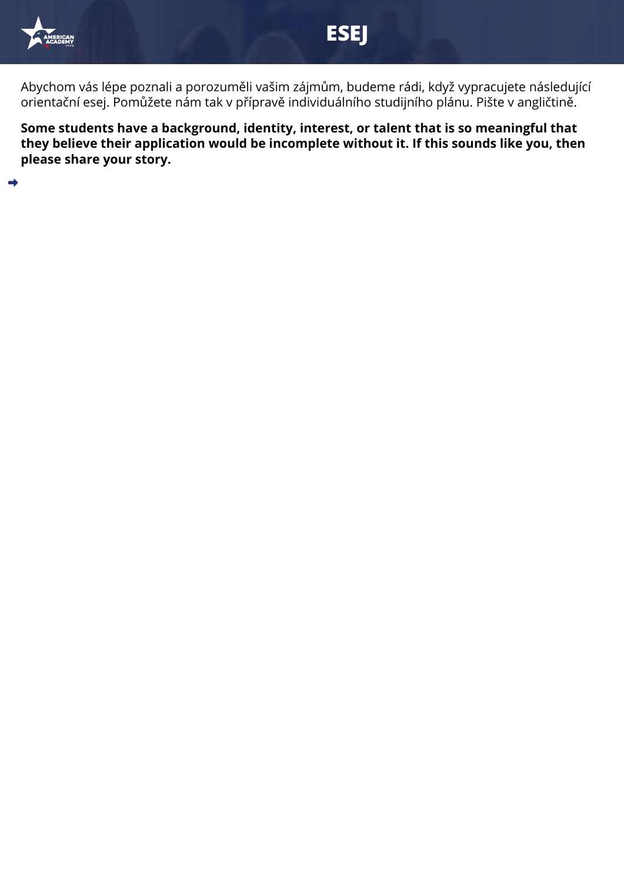# ESEJ

Abychom vás lépe poznali a porozuměli vašim zájmům, budeme rádi, když vypracujete následující orientační esej. Pomůžete nám tak v přípravě individuálního studijního plánu. Pište v angličtině.

**Some students have a background, identity, interest, or talent that is so meaningful that they believe their application would be incomplete without it. If this sounds like you, then please share your story.**

➡